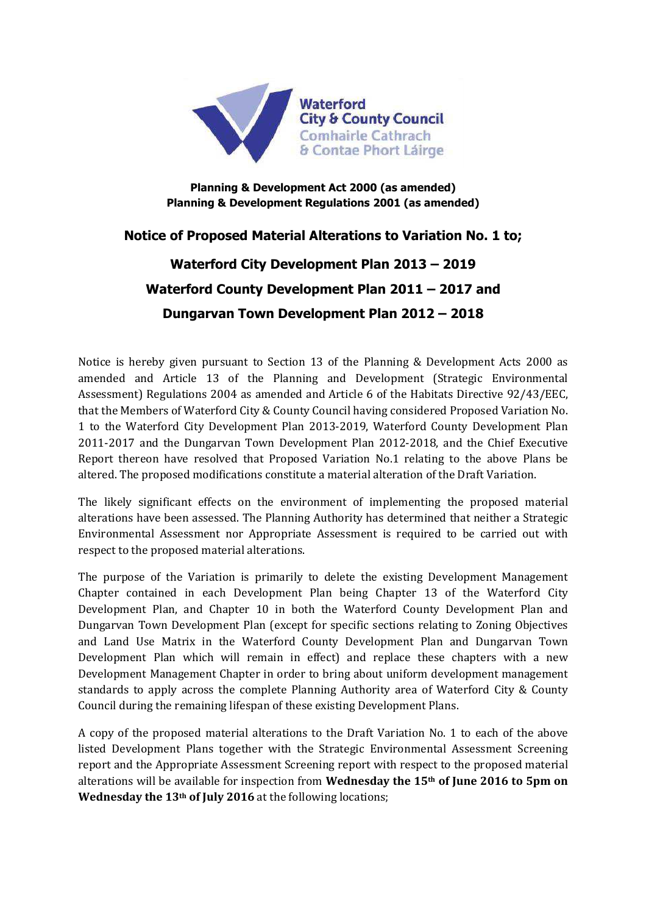Waterford City & County Council
Comhairle Cathrach & Contae Phort Láirge

**Planning & Development Act 2000 (as amended)**
**Planning & Development Regulations 2001 (as amended)**

## Notice of Proposed Material Alterations to Variation No. 1 to;

## Waterford City Development Plan 2013 – 2019
## Waterford County Development Plan 2011 – 2017 and
## Dungarvan Town Development Plan 2012 – 2018

Notice is hereby given pursuant to Section 13 of the Planning & Development Acts 2000 as amended and Article 13 of the Planning and Development (Strategic Environmental Assessment) Regulations 2004 as amended and Article 6 of the Habitats Directive 92/43/EEC, that the Members of Waterford City & County Council having considered Proposed Variation No. 1 to the Waterford City Development Plan 2013-2019, Waterford County Development Plan 2011-2017 and the Dungarvan Town Development Plan 2012-2018, and the Chief Executive Report thereon have resolved that Proposed Variation No.1 relating to the above Plans be altered. The proposed modifications constitute a material alteration of the Draft Variation.

The likely significant effects on the environment of implementing the proposed material alterations have been assessed. The Planning Authority has determined that neither a Strategic Environmental Assessment nor Appropriate Assessment is required to be carried out with respect to the proposed material alterations.

The purpose of the Variation is primarily to delete the existing Development Management Chapter contained in each Development Plan being Chapter 13 of the Waterford City Development Plan, and Chapter 10 in both the Waterford County Development Plan and Dungarvan Town Development Plan (except for specific sections relating to Zoning Objectives and Land Use Matrix in the Waterford County Development Plan and Dungarvan Town Development Plan which will remain in effect) and replace these chapters with a new Development Management Chapter in order to bring about uniform development management standards to apply across the complete Planning Authority area of Waterford City & County Council during the remaining lifespan of these existing Development Plans.

A copy of the proposed material alterations to the Draft Variation No. 1 to each of the above listed Development Plans together with the Strategic Environmental Assessment Screening report and the Appropriate Assessment Screening report with respect to the proposed material alterations will be available for inspection from **Wednesday the 15th of June 2016 to 5pm on Wednesday the 13th of July 2016** at the following locations;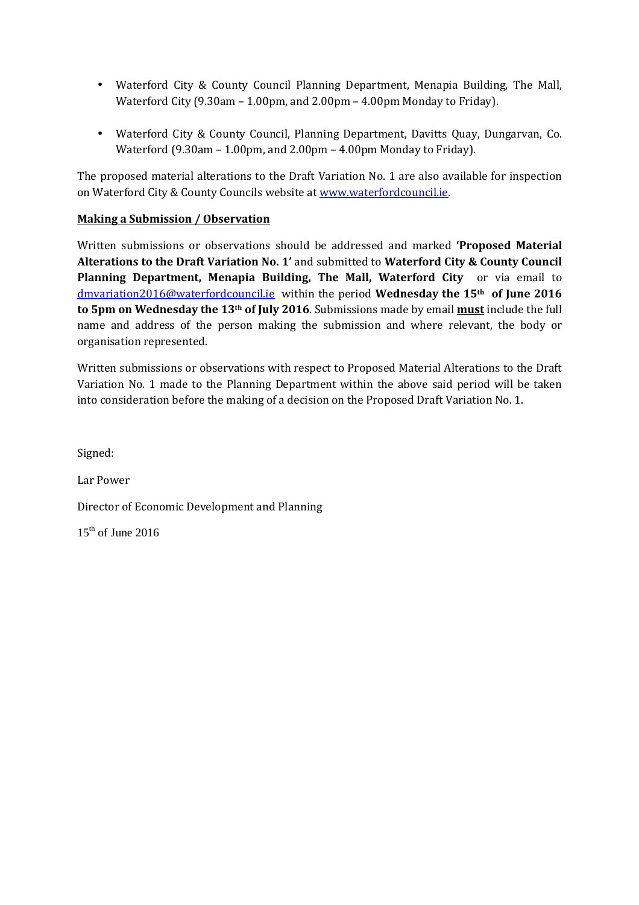- Waterford City & County Council Planning Department, Menapia Building, The Mall, Waterford City (9.30am – 1.00pm, and 2.00pm – 4.00pm Monday to Friday).
- Waterford City & County Council, Planning Department, Davitts Quay, Dungarvan, Co. Waterford (9.30am – 1.00pm, and 2.00pm – 4.00pm Monday to Friday).

The proposed material alterations to the Draft Variation No. 1 are also available for inspection on Waterford City & County Councils website at [www.waterfordcouncil.ie](http://www.waterfordcouncil.ie).

## Making a Submission / Observation

Written submissions or observations should be addressed and marked **'Proposed Material Alterations to the Draft Variation No. 1'** and submitted to **Waterford City & County Council Planning Department, Menapia Building, The Mall, Waterford City** or via email to [dmvariation2016@waterfordcouncil.ie](mailto:dmvariation2016@waterfordcouncil.ie) within the period **Wednesday the 15th of June 2016 to 5pm on Wednesday the 13th of July 2016**. Submissions made by email **must** include the full name and address of the person making the submission and where relevant, the body or organisation represented.

Written submissions or observations with respect to Proposed Material Alterations to the Draft Variation No. 1 made to the Planning Department within the above said period will be taken into consideration before the making of a decision on the Proposed Draft Variation No. 1.

Signed:

Lar Power

Director of Economic Development and Planning

15th of June 2016